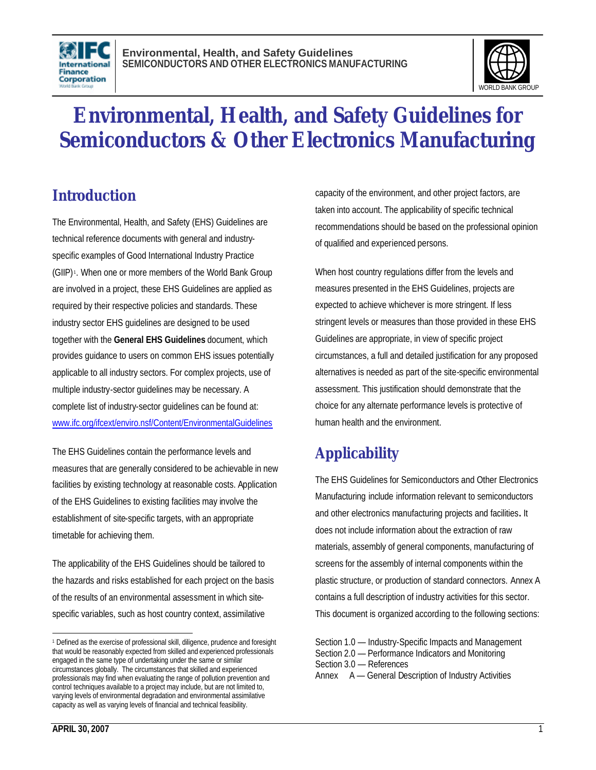# Environmental, Health, and Safety Guidelines for Semiconductors & Other Electronics Manufacturing

## Introduction

The Environmental, Health, and Safety (EHS) Guidelines are technical reference documents with general and industry-specific examples of Good International Industry Practice (GIIP)[1]. When one or more members of the World Bank Group are involved in a project, these EHS Guidelines are applied as required by their respective policies and standards. These industry sector EHS guidelines are designed to be used together with the **General EHS Guidelines** document, which provides guidance to users on common EHS issues potentially applicable to all industry sectors. For complex projects, use of multiple industry-sector guidelines may be necessary. A complete list of industry-sector guidelines can be found at: www.ifc.org/ifcext/enviro.nsf/Content/EnvironmentalGuidelines

The EHS Guidelines contain the performance levels and measures that are generally considered to be achievable in new facilities by existing technology at reasonable costs. Application of the EHS Guidelines to existing facilities may involve the establishment of site-specific targets, with an appropriate timetable for achieving them.

The applicability of the EHS Guidelines should be tailored to the hazards and risks established for each project on the basis of the results of an environmental assessment in which site-specific variables, such as host country context, assimilative capacity of the environment, and other project factors, are taken into account. The applicability of specific technical recommendations should be based on the professional opinion of qualified and experienced persons.

When host country regulations differ from the levels and measures presented in the EHS Guidelines, projects are expected to achieve whichever is more stringent. If less stringent levels or measures than those provided in these EHS Guidelines are appropriate, in view of specific project circumstances, a full and detailed justification for any proposed alternatives is needed as part of the site-specific environmental assessment. This justification should demonstrate that the choice for any alternate performance levels is protective of human health and the environment.

## Applicability

The EHS Guidelines for Semiconductors and Other Electronics Manufacturing include information relevant to semiconductors and other electronics manufacturing projects and facilities. It does not include information about the extraction of raw materials, assembly of general components, manufacturing of screens for the assembly of internal components within the plastic structure, or production of standard connectors. Annex A contains a full description of industry activities for this sector. This document is organized according to the following sections:

Section 1.0 — Industry-Specific Impacts and Management
Section 2.0 — Performance Indicators and Monitoring
Section 3.0 — References
Annex A — General Description of Industry Activities

---

[1] Defined as the exercise of professional skill, diligence, prudence and foresight that would be reasonably expected from skilled and experienced professionals engaged in the same type of undertaking under the same or similar circumstances globally. The circumstances that skilled and experienced professionals may find when evaluating the range of pollution prevention and control techniques available to a project may include, but are not limited to, varying levels of environmental degradation and environmental assimilative capacity as well as varying levels of financial and technical feasibility.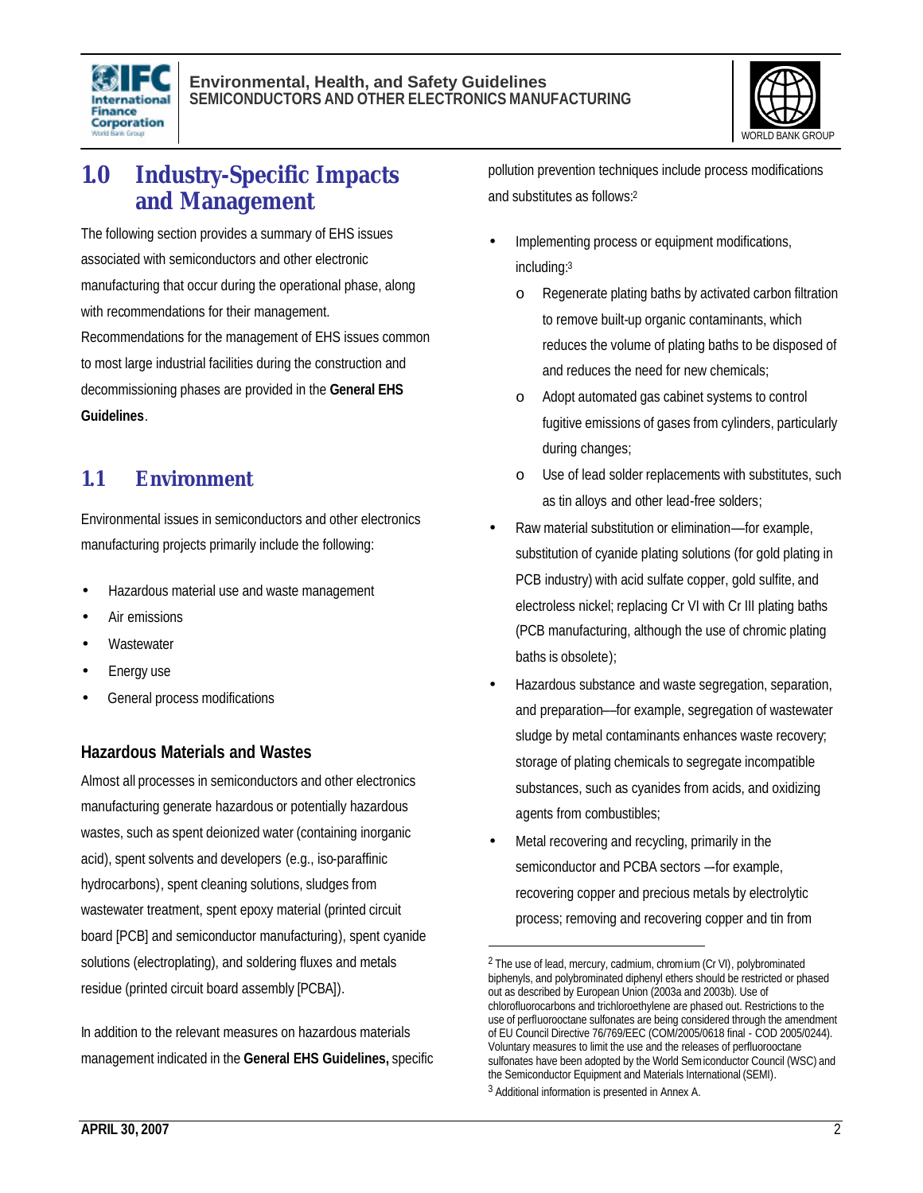# 1.0 Industry-Specific Impacts and Management

The following section provides a summary of EHS issues associated with semiconductors and other electronic manufacturing that occur during the operational phase, along with recommendations for their management. Recommendations for the management of EHS issues common to most large industrial facilities during the construction and decommissioning phases are provided in the **General EHS Guidelines**.

## 1.1 Environment

Environmental issues in semiconductors and other electronics manufacturing projects primarily include the following:

- Hazardous material use and waste management
- Air emissions
- Wastewater
- Energy use
- General process modifications

### Hazardous Materials and Wastes

Almost all processes in semiconductors and other electronics manufacturing generate hazardous or potentially hazardous wastes, such as spent deionized water (containing inorganic acid), spent solvents and developers (e.g., iso-paraffinic hydrocarbons), spent cleaning solutions, sludges from wastewater treatment, spent epoxy material (printed circuit board [PCB] and semiconductor manufacturing), spent cyanide solutions (electroplating), and soldering fluxes and metals residue (printed circuit board assembly [PCBA]).

In addition to the relevant measures on hazardous materials management indicated in the **General EHS Guidelines,** specific pollution prevention techniques include process modifications and substitutes as follows:[2]

- Implementing process or equipment modifications, including:[3]
    - Regenerate plating baths by activated carbon filtration to remove built-up organic contaminants, which reduces the volume of plating baths to be disposed of and reduces the need for new chemicals;
    - Adopt automated gas cabinet systems to control fugitive emissions of gases from cylinders, particularly during changes;
    - Use of lead solder replacements with substitutes, such as tin alloys and other lead-free solders;
- Raw material substitution or elimination—for example, substitution of cyanide plating solutions (for gold plating in PCB industry) with acid sulfate copper, gold sulfite, and electroless nickel; replacing Cr VI with Cr III plating baths (PCB manufacturing, although the use of chromic plating baths is obsolete);
- Hazardous substance and waste segregation, separation, and preparation—for example, segregation of wastewater sludge by metal contaminants enhances waste recovery; storage of plating chemicals to segregate incompatible substances, such as cyanides from acids, and oxidizing agents from combustibles;
- Metal recovering and recycling, primarily in the semiconductor and PCBA sectors —for example, recovering copper and precious metals by electrolytic process; removing and recovering copper and tin from

[2] The use of lead, mercury, cadmium, chromium (Cr VI), polybrominated biphenyls, and polybrominated diphenyl ethers should be restricted or phased out as described by European Union (2003a and 2003b). Use of chlorofluorocarbons and trichloroethylene are phased out. Restrictions to the use of perfluorooctane sulfonates are being considered through the amendment of EU Council Directive 76/769/EEC (COM/2005/0618 final - COD 2005/0244). Voluntary measures to limit the use and the releases of perfluorooctane sulfonates have been adopted by the World Semiconductor Council (WSC) and the Semiconductor Equipment and Materials International (SEMI).

[3] Additional information is presented in Annex A.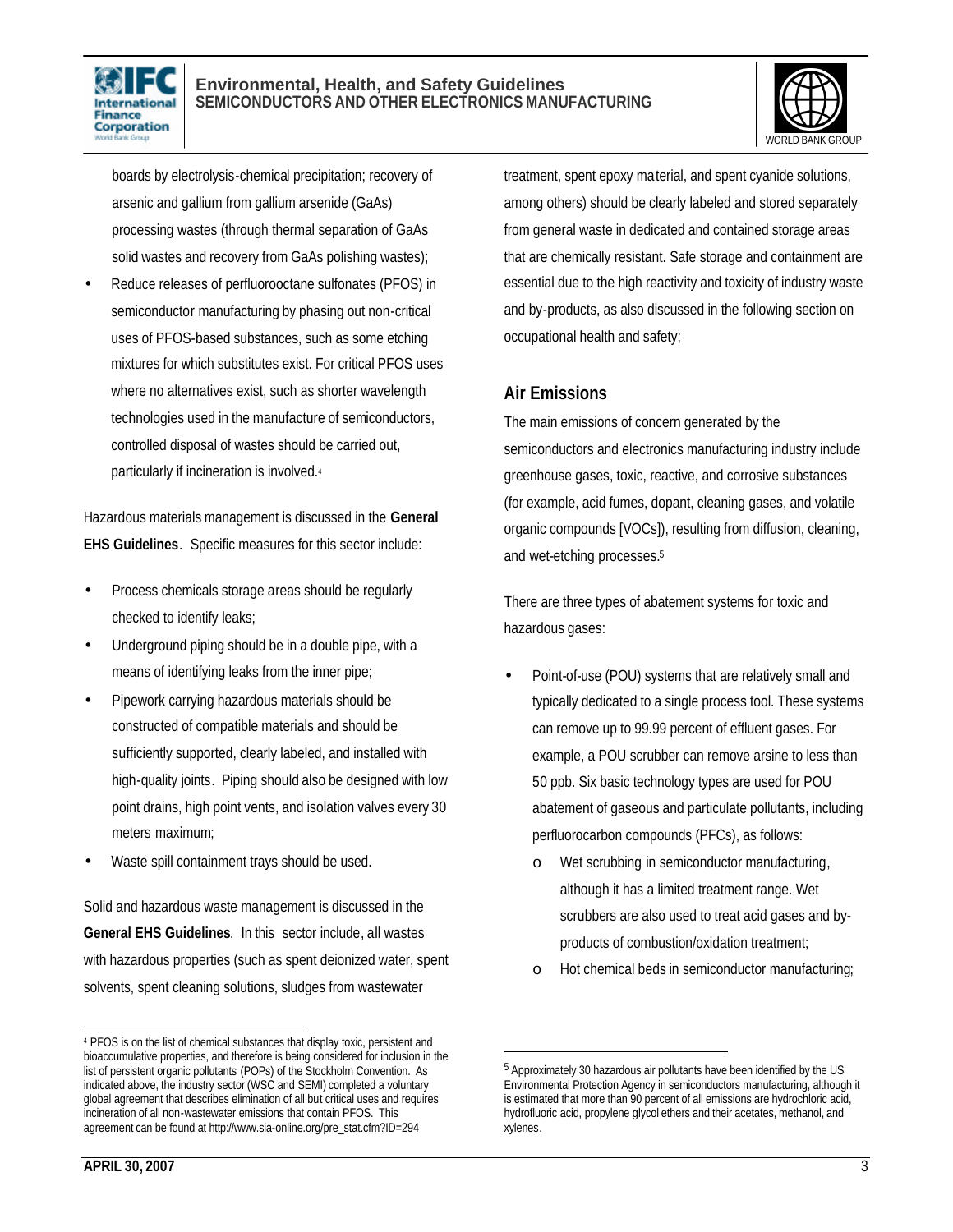boards by electrolysis-chemical precipitation; recovery of arsenic and gallium from gallium arsenide (GaAs) processing wastes (through thermal separation of GaAs solid wastes and recovery from GaAs polishing wastes);

- Reduce releases of perfluorooctane sulfonates (PFOS) in semiconductor manufacturing by phasing out non-critical uses of PFOS-based substances, such as some etching mixtures for which substitutes exist. For critical PFOS uses where no alternatives exist, such as shorter wavelength technologies used in the manufacture of semiconductors, controlled disposal of wastes should be carried out, particularly if incineration is involved.[4]

Hazardous materials management is discussed in the **General EHS Guidelines**. Specific measures for this sector include:

- Process chemicals storage areas should be regularly checked to identify leaks;
- Underground piping should be in a double pipe, with a means of identifying leaks from the inner pipe;
- Pipework carrying hazardous materials should be constructed of compatible materials and should be sufficiently supported, clearly labeled, and installed with high-quality joints. Piping should also be designed with low point drains, high point vents, and isolation valves every 30 meters maximum;
- Waste spill containment trays should be used.

Solid and hazardous waste management is discussed in the **General EHS Guidelines**. In this sector include, all wastes with hazardous properties (such as spent deionized water, spent solvents, spent cleaning solutions, sludges from wastewater treatment, spent epoxy material, and spent cyanide solutions, among others) should be clearly labeled and stored separately from general waste in dedicated and contained storage areas that are chemically resistant. Safe storage and containment are essential due to the high reactivity and toxicity of industry waste and by-products, as also discussed in the following section on occupational health and safety;

## Air Emissions

The main emissions of concern generated by the semiconductors and electronics manufacturing industry include greenhouse gases, toxic, reactive, and corrosive substances (for example, acid fumes, dopant, cleaning gases, and volatile organic compounds [VOCs]), resulting from diffusion, cleaning, and wet-etching processes.[5]

There are three types of abatement systems for toxic and hazardous gases:

- Point-of-use (POU) systems that are relatively small and typically dedicated to a single process tool. These systems can remove up to 99.99 percent of effluent gases. For example, a POU scrubber can remove arsine to less than 50 ppb. Six basic technology types are used for POU abatement of gaseous and particulate pollutants, including perfluorocarbon compounds (PFCs), as follows:
  - Wet scrubbing in semiconductor manufacturing, although it has a limited treatment range. Wet scrubbers are also used to treat acid gases and by-products of combustion/oxidation treatment;
  - Hot chemical beds in semiconductor manufacturing;

---

[4] PFOS is on the list of chemical substances that display toxic, persistent and bioaccumulative properties, and therefore is being considered for inclusion in the list of persistent organic pollutants (POPs) of the Stockholm Convention. As indicated above, the industry sector (WSC and SEMI) completed a voluntary global agreement that describes elimination of all but critical uses and requires incineration of all non-wastewater emissions that contain PFOS. This agreement can be found at http://www.sia-online.org/pre_stat.cfm?ID=294

[5] Approximately 30 hazardous air pollutants have been identified by the US Environmental Protection Agency in semiconductors manufacturing, although it is estimated that more than 90 percent of all emissions are hydrochloric acid, hydrofluoric acid, propylene glycol ethers and their acetates, methanol, and xylenes.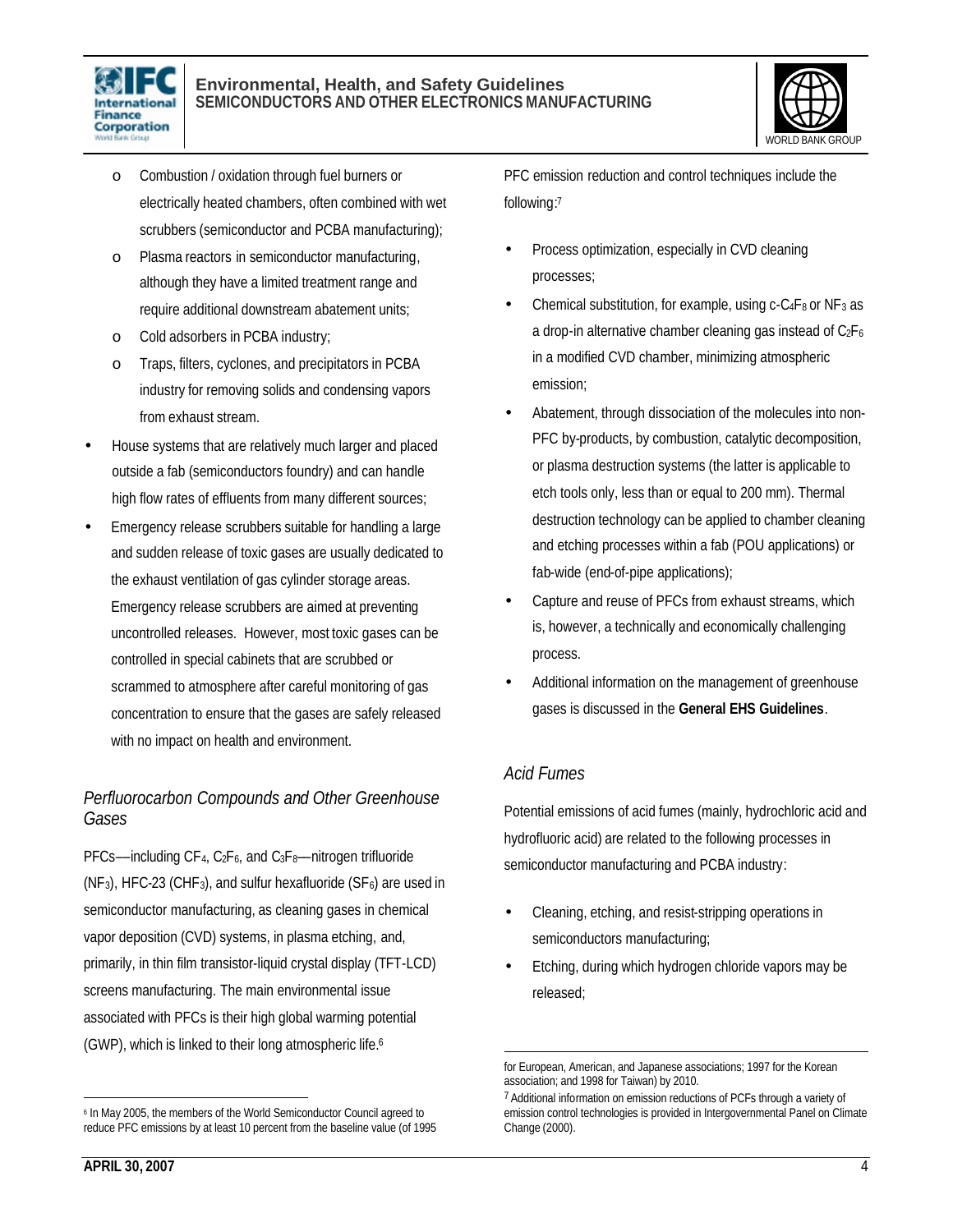- Combustion / oxidation through fuel burners or electrically heated chambers, often combined with wet scrubbers (semiconductor and PCBA manufacturing);
  - Plasma reactors in semiconductor manufacturing, although they have a limited treatment range and require additional downstream abatement units;
  - Cold adsorbers in PCBA industry;
  - Traps, filters, cyclones, and precipitators in PCBA industry for removing solids and condensing vapors from exhaust stream.
- House systems that are relatively much larger and placed outside a fab (semiconductors foundry) and can handle high flow rates of effluents from many different sources;
- Emergency release scrubbers suitable for handling a large and sudden release of toxic gases are usually dedicated to the exhaust ventilation of gas cylinder storage areas. Emergency release scrubbers are aimed at preventing uncontrolled releases. However, most toxic gases can be controlled in special cabinets that are scrubbed or scrammed to atmosphere after careful monitoring of gas concentration to ensure that the gases are safely released with no impact on health and environment.

### *Perfluorocarbon Compounds and Other Greenhouse Gases*

PFCs—including $CF_4$, $C_2F_6$, and $C_3F_8$—nitrogen trifluoride ($NF_3$), HFC-23 ($CHF_3$), and sulfur hexafluoride ($SF_6$) are used in semiconductor manufacturing, as cleaning gases in chemical vapor deposition (CVD) systems, in plasma etching, and, primarily, in thin film transistor-liquid crystal display (TFT-LCD) screens manufacturing. The main environmental issue associated with PFCs is their high global warming potential (GWP), which is linked to their long atmospheric life.[6]

PFC emission reduction and control techniques include the following:[7]

- Process optimization, especially in CVD cleaning processes;
- Chemical substitution, for example, using c-$C_4F_8$ or $NF_3$ as a drop-in alternative chamber cleaning gas instead of $C_2F_6$ in a modified CVD chamber, minimizing atmospheric emission;
- Abatement, through dissociation of the molecules into non-PFC by-products, by combustion, catalytic decomposition, or plasma destruction systems (the latter is applicable to etch tools only, less than or equal to 200 mm). Thermal destruction technology can be applied to chamber cleaning and etching processes within a fab (POU applications) or fab-wide (end-of-pipe applications);
- Capture and reuse of PFCs from exhaust streams, which is, however, a technically and economically challenging process.
- Additional information on the management of greenhouse gases is discussed in the **General EHS Guidelines**.

### *Acid Fumes*

Potential emissions of acid fumes (mainly, hydrochloric acid and hydrofluoric acid) are related to the following processes in semiconductor manufacturing and PCBA industry:

- Cleaning, etching, and resist-stripping operations in semiconductors manufacturing;
- Etching, during which hydrogen chloride vapors may be released;

---

[6] In May 2005, the members of the World Semiconductor Council agreed to reduce PFC emissions by at least 10 percent from the baseline value (of 1995 for European, American, and Japanese associations; 1997 for the Korean association; and 1998 for Taiwan) by 2010.

[7] Additional information on emission reductions of PCFs through a variety of emission control technologies is provided in Intergovernmental Panel on Climate Change (2000).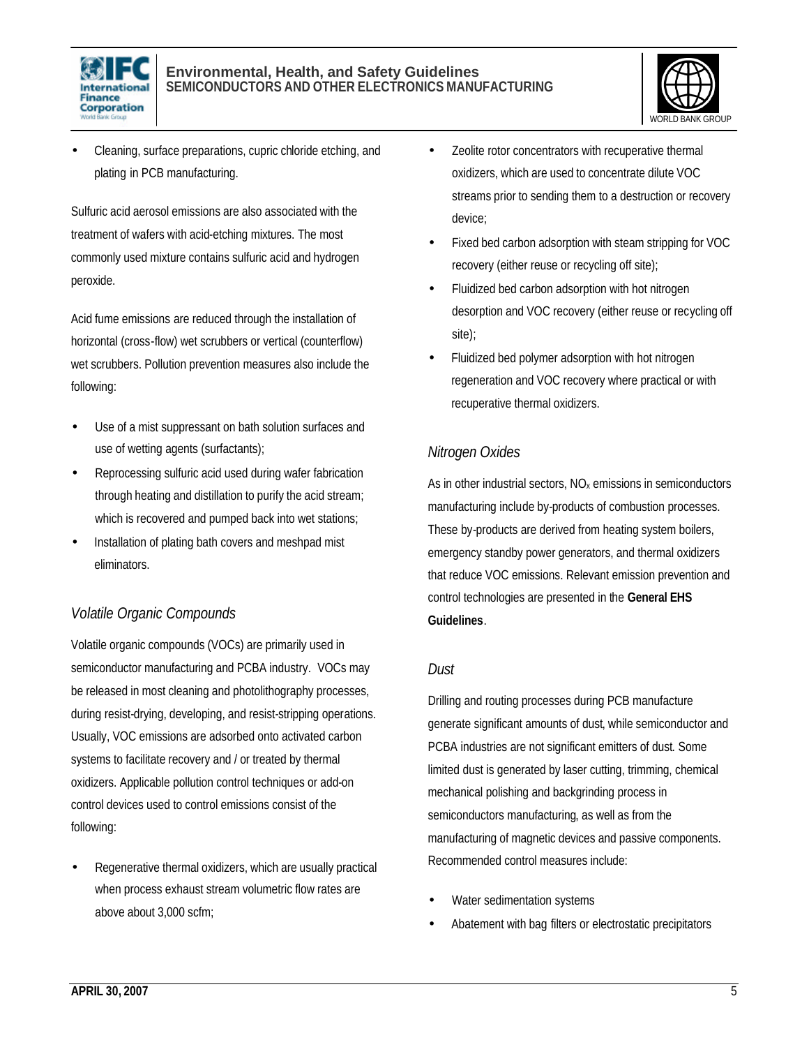- Cleaning, surface preparations, cupric chloride etching, and plating in PCB manufacturing.

Sulfuric acid aerosol emissions are also associated with the treatment of wafers with acid-etching mixtures. The most commonly used mixture contains sulfuric acid and hydrogen peroxide.

Acid fume emissions are reduced through the installation of horizontal (cross-flow) wet scrubbers or vertical (counterflow) wet scrubbers. Pollution prevention measures also include the following:

- Use of a mist suppressant on bath solution surfaces and use of wetting agents (surfactants);
- Reprocessing sulfuric acid used during wafer fabrication through heating and distillation to purify the acid stream; which is recovered and pumped back into wet stations;
- Installation of plating bath covers and meshpad mist eliminators.

### *Volatile Organic Compounds*

Volatile organic compounds (VOCs) are primarily used in semiconductor manufacturing and PCBA industry. VOCs may be released in most cleaning and photolithography processes, during resist-drying, developing, and resist-stripping operations. Usually, VOC emissions are adsorbed onto activated carbon systems to facilitate recovery and / or treated by thermal oxidizers. Applicable pollution control techniques or add-on control devices used to control emissions consist of the following:

- Regenerative thermal oxidizers, which are usually practical when process exhaust stream volumetric flow rates are above about 3,000 scfm;
- Zeolite rotor concentrators with recuperative thermal oxidizers, which are used to concentrate dilute VOC streams prior to sending them to a destruction or recovery device;
- Fixed bed carbon adsorption with steam stripping for VOC recovery (either reuse or recycling off site);
- Fluidized bed carbon adsorption with hot nitrogen desorption and VOC recovery (either reuse or recycling off site);
- Fluidized bed polymer adsorption with hot nitrogen regeneration and VOC recovery where practical or with recuperative thermal oxidizers.

### *Nitrogen Oxides*

As in other industrial sectors, $NO_x$ emissions in semiconductors manufacturing include by-products of combustion processes. These by-products are derived from heating system boilers, emergency standby power generators, and thermal oxidizers that reduce VOC emissions. Relevant emission prevention and control technologies are presented in the **General EHS Guidelines**.

### *Dust*

Drilling and routing processes during PCB manufacture generate significant amounts of dust, while semiconductor and PCBA industries are not significant emitters of dust. Some limited dust is generated by laser cutting, trimming, chemical mechanical polishing and backgrinding process in semiconductors manufacturing, as well as from the manufacturing of magnetic devices and passive components. Recommended control measures include:

- Water sedimentation systems
- Abatement with bag filters or electrostatic precipitators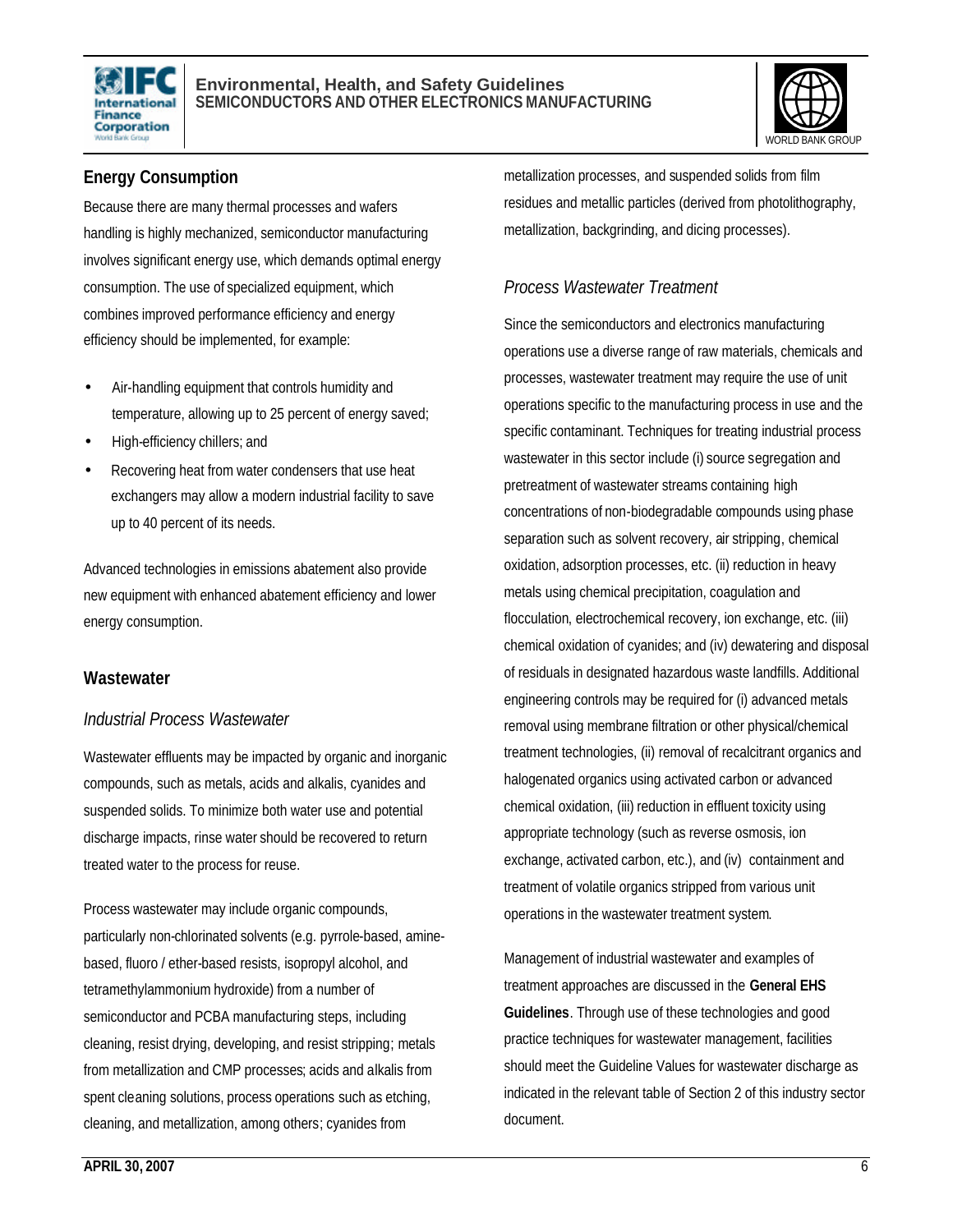## Energy Consumption

Because there are many thermal processes and wafers handling is highly mechanized, semiconductor manufacturing involves significant energy use, which demands optimal energy consumption. The use of specialized equipment, which combines improved performance efficiency and energy efficiency should be implemented, for example:

- Air-handling equipment that controls humidity and temperature, allowing up to 25 percent of energy saved;
- High-efficiency chillers; and
- Recovering heat from water condensers that use heat exchangers may allow a modern industrial facility to save up to 40 percent of its needs.

Advanced technologies in emissions abatement also provide new equipment with enhanced abatement efficiency and lower energy consumption.

## Wastewater

### *Industrial Process Wastewater*

Wastewater effluents may be impacted by organic and inorganic compounds, such as metals, acids and alkalis, cyanides and suspended solids. To minimize both water use and potential discharge impacts, rinse water should be recovered to return treated water to the process for reuse.

Process wastewater may include organic compounds, particularly non-chlorinated solvents (e.g. pyrrole-based, amine-based, fluoro / ether-based resists, isopropyl alcohol, and tetramethylammonium hydroxide) from a number of semiconductor and PCBA manufacturing steps, including cleaning, resist drying, developing, and resist stripping; metals from metallization and CMP processes; acids and alkalis from spent cleaning solutions, process operations such as etching, cleaning, and metallization, among others; cyanides from metallization processes, and suspended solids from film residues and metallic particles (derived from photolithography, metallization, backgrinding, and dicing processes).

### *Process Wastewater Treatment*

Since the semiconductors and electronics manufacturing operations use a diverse range of raw materials, chemicals and processes, wastewater treatment may require the use of unit operations specific to the manufacturing process in use and the specific contaminant. Techniques for treating industrial process wastewater in this sector include (i) source segregation and pretreatment of wastewater streams containing high concentrations of non-biodegradable compounds using phase separation such as solvent recovery, air stripping, chemical oxidation, adsorption processes, etc. (ii) reduction in heavy metals using chemical precipitation, coagulation and flocculation, electrochemical recovery, ion exchange, etc. (iii) chemical oxidation of cyanides; and (iv) dewatering and disposal of residuals in designated hazardous waste landfills. Additional engineering controls may be required for (i) advanced metals removal using membrane filtration or other physical/chemical treatment technologies, (ii) removal of recalcitrant organics and halogenated organics using activated carbon or advanced chemical oxidation, (iii) reduction in effluent toxicity using appropriate technology (such as reverse osmosis, ion exchange, activated carbon, etc.), and (iv) containment and treatment of volatile organics stripped from various unit operations in the wastewater treatment system.

Management of industrial wastewater and examples of treatment approaches are discussed in the **General EHS Guidelines**. Through use of these technologies and good practice techniques for wastewater management, facilities should meet the Guideline Values for wastewater discharge as indicated in the relevant table of Section 2 of this industry sector document.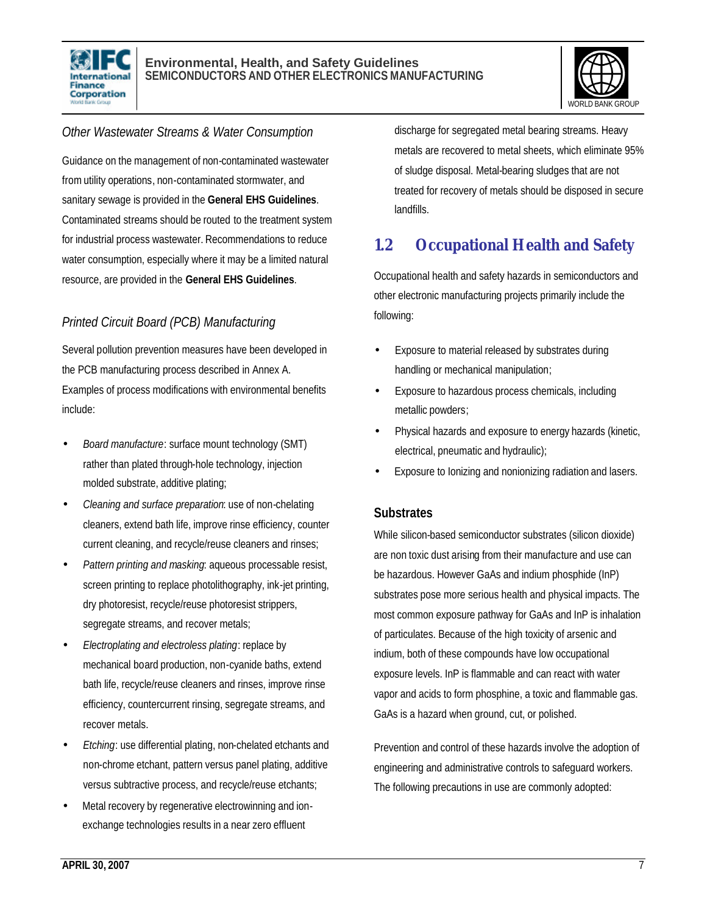*Other Wastewater Streams & Water Consumption*

Guidance on the management of non-contaminated wastewater from utility operations, non-contaminated stormwater, and sanitary sewage is provided in the **General EHS Guidelines**. Contaminated streams should be routed to the treatment system for industrial process wastewater. Recommendations to reduce water consumption, especially where it may be a limited natural resource, are provided in the **General EHS Guidelines**.

*Printed Circuit Board (PCB) Manufacturing*

Several pollution prevention measures have been developed in the PCB manufacturing process described in Annex A. Examples of process modifications with environmental benefits include:

- *Board manufacture*: surface mount technology (SMT) rather than plated through-hole technology, injection molded substrate, additive plating;
- *Cleaning and surface preparation*: use of non-chelating cleaners, extend bath life, improve rinse efficiency, counter current cleaning, and recycle/reuse cleaners and rinses;
- *Pattern printing and masking*: aqueous processable resist, screen printing to replace photolithography, ink-jet printing, dry photoresist, recycle/reuse photoresist strippers, segregate streams, and recover metals;
- *Electroplating and electroless plating*: replace by mechanical board production, non-cyanide baths, extend bath life, recycle/reuse cleaners and rinses, improve rinse efficiency, countercurrent rinsing, segregate streams, and recover metals.
- *Etching*: use differential plating, non-chelated etchants and non-chrome etchant, pattern versus panel plating, additive versus subtractive process, and recycle/reuse etchants;
- Metal recovery by regenerative electrowinning and ion-exchange technologies results in a near zero effluent discharge for segregated metal bearing streams. Heavy metals are recovered to metal sheets, which eliminate 95% of sludge disposal. Metal-bearing sludges that are not treated for recovery of metals should be disposed in secure landfills.

## 1.2 Occupational Health and Safety

Occupational health and safety hazards in semiconductors and other electronic manufacturing projects primarily include the following:

- Exposure to material released by substrates during handling or mechanical manipulation;
- Exposure to hazardous process chemicals, including metallic powders;
- Physical hazards and exposure to energy hazards (kinetic, electrical, pneumatic and hydraulic);
- Exposure to Ionizing and nonionizing radiation and lasers.

### Substrates

While silicon-based semiconductor substrates (silicon dioxide) are non toxic dust arising from their manufacture and use can be hazardous. However GaAs and indium phosphide (InP) substrates pose more serious health and physical impacts. The most common exposure pathway for GaAs and InP is inhalation of particulates. Because of the high toxicity of arsenic and indium, both of these compounds have low occupational exposure levels. InP is flammable and can react with water vapor and acids to form phosphine, a toxic and flammable gas. GaAs is a hazard when ground, cut, or polished.

Prevention and control of these hazards involve the adoption of engineering and administrative controls to safeguard workers. The following precautions in use are commonly adopted: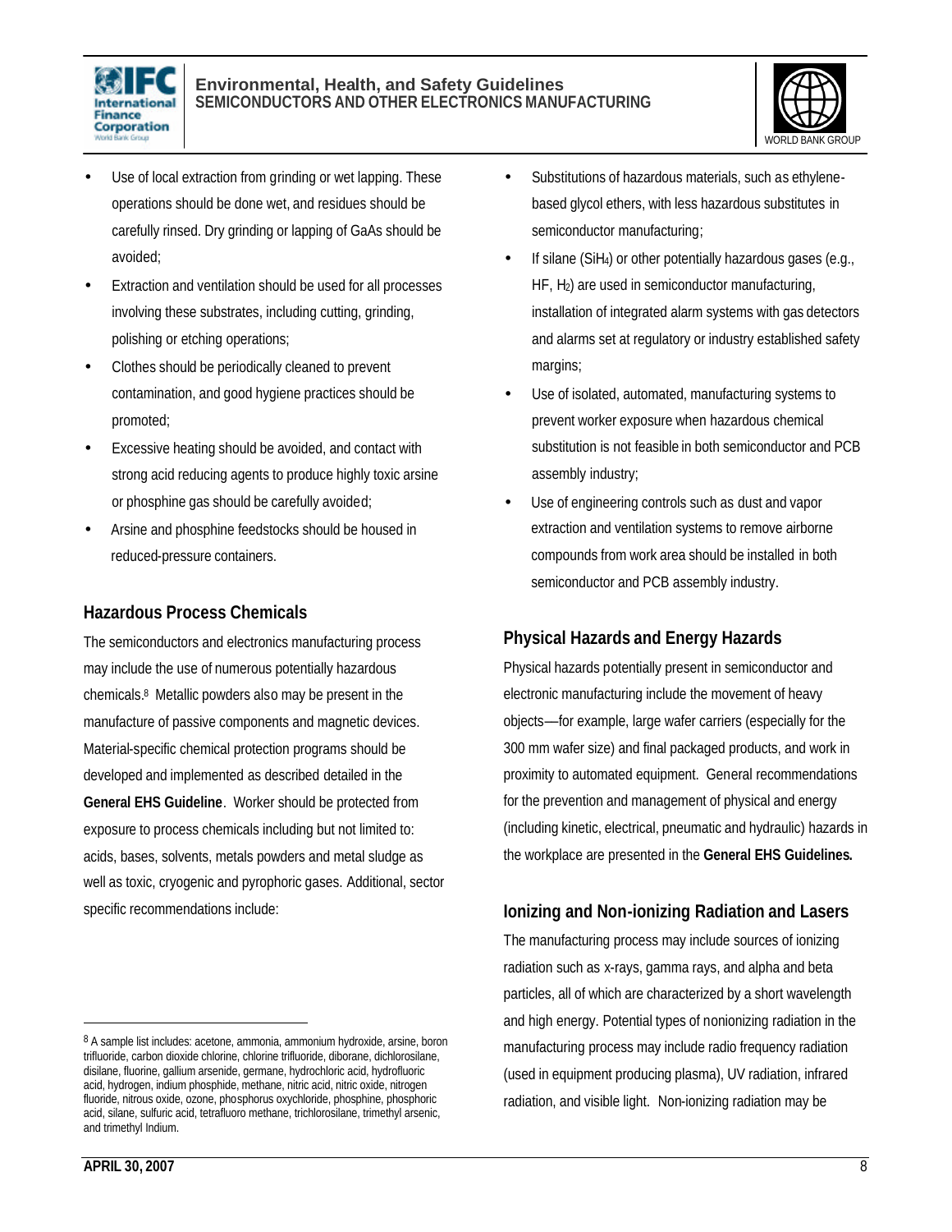- Use of local extraction from grinding or wet lapping. These operations should be done wet, and residues should be carefully rinsed. Dry grinding or lapping of GaAs should be avoided;
- Extraction and ventilation should be used for all processes involving these substrates, including cutting, grinding, polishing or etching operations;
- Clothes should be periodically cleaned to prevent contamination, and good hygiene practices should be promoted;
- Excessive heating should be avoided, and contact with strong acid reducing agents to produce highly toxic arsine or phosphine gas should be carefully avoided;
- Arsine and phosphine feedstocks should be housed in reduced-pressure containers.

## Hazardous Process Chemicals

The semiconductors and electronics manufacturing process may include the use of numerous potentially hazardous chemicals.[8] Metallic powders also may be present in the manufacture of passive components and magnetic devices. Material-specific chemical protection programs should be developed and implemented as described detailed in the **General EHS Guideline**. Worker should be protected from exposure to process chemicals including but not limited to: acids, bases, solvents, metals powders and metal sludge as well as toxic, cryogenic and pyrophoric gases. Additional, sector specific recommendations include:

- Substitutions of hazardous materials, such as ethylene-based glycol ethers, with less hazardous substitutes in semiconductor manufacturing;
- If silane ($SiH_4$) or other potentially hazardous gases (e.g., HF, $H_2$) are used in semiconductor manufacturing, installation of integrated alarm systems with gas detectors and alarms set at regulatory or industry established safety margins;
- Use of isolated, automated, manufacturing systems to prevent worker exposure when hazardous chemical substitution is not feasible in both semiconductor and PCB assembly industry;
- Use of engineering controls such as dust and vapor extraction and ventilation systems to remove airborne compounds from work area should be installed in both semiconductor and PCB assembly industry.

## Physical Hazards and Energy Hazards

Physical hazards potentially present in semiconductor and electronic manufacturing include the movement of heavy objects—for example, large wafer carriers (especially for the 300 mm wafer size) and final packaged products, and work in proximity to automated equipment. General recommendations for the prevention and management of physical and energy (including kinetic, electrical, pneumatic and hydraulic) hazards in the workplace are presented in the **General EHS Guidelines.**

## Ionizing and Non-ionizing Radiation and Lasers

The manufacturing process may include sources of ionizing radiation such as x-rays, gamma rays, and alpha and beta particles, all of which are characterized by a short wavelength and high energy. Potential types of nonionizing radiation in the manufacturing process may include radio frequency radiation (used in equipment producing plasma), UV radiation, infrared radiation, and visible light. Non-ionizing radiation may be

---

[8] A sample list includes: acetone, ammonia, ammonium hydroxide, arsine, boron trifluoride, carbon dioxide chlorine, chlorine trifluoride, diborane, dichlorosilane, disilane, fluorine, gallium arsenide, germane, hydrochloric acid, hydrofluoric acid, hydrogen, indium phosphide, methane, nitric acid, nitric oxide, nitrogen fluoride, nitrous oxide, ozone, phosphorus oxychloride, phosphine, phosphoric acid, silane, sulfuric acid, tetrafluoro methane, trichlorosilane, trimethyl arsenic, and trimethyl Indium.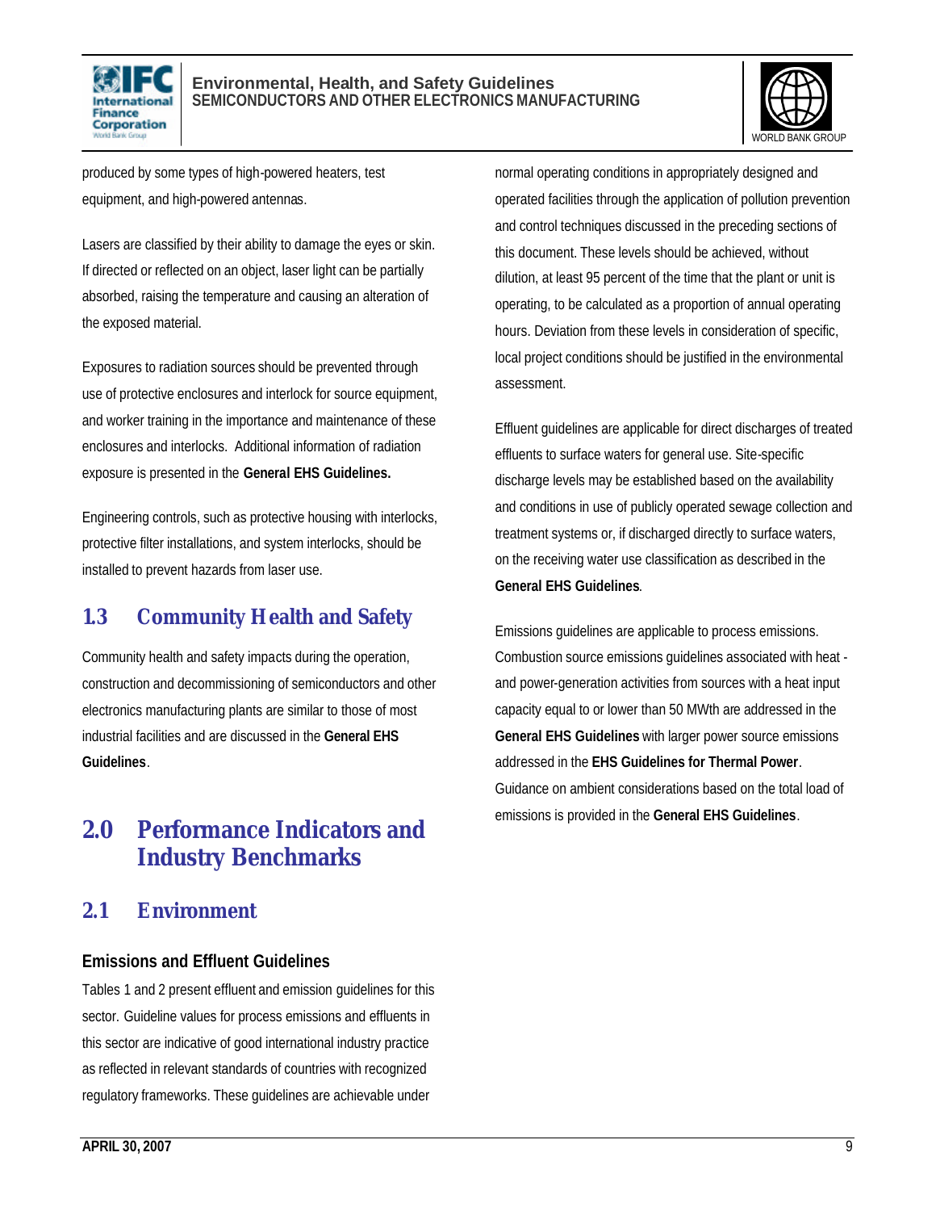produced by some types of high-powered heaters, test equipment, and high-powered antennas.

Lasers are classified by their ability to damage the eyes or skin. If directed or reflected on an object, laser light can be partially absorbed, raising the temperature and causing an alteration of the exposed material.

Exposures to radiation sources should be prevented through use of protective enclosures and interlock for source equipment, and worker training in the importance and maintenance of these enclosures and interlocks. Additional information of radiation exposure is presented in the **General EHS Guidelines.**

Engineering controls, such as protective housing with interlocks, protective filter installations, and system interlocks, should be installed to prevent hazards from laser use.

## 1.3 Community Health and Safety

Community health and safety impacts during the operation, construction and decommissioning of semiconductors and other electronics manufacturing plants are similar to those of most industrial facilities and are discussed in the **General EHS Guidelines**.

# 2.0 Performance Indicators and Industry Benchmarks

## 2.1 Environment

### Emissions and Effluent Guidelines

Tables 1 and 2 present effluent and emission guidelines for this sector. Guideline values for process emissions and effluents in this sector are indicative of good international industry practice as reflected in relevant standards of countries with recognized regulatory frameworks. These guidelines are achievable under normal operating conditions in appropriately designed and operated facilities through the application of pollution prevention and control techniques discussed in the preceding sections of this document. These levels should be achieved, without dilution, at least 95 percent of the time that the plant or unit is operating, to be calculated as a proportion of annual operating hours. Deviation from these levels in consideration of specific, local project conditions should be justified in the environmental assessment.

Effluent guidelines are applicable for direct discharges of treated effluents to surface waters for general use. Site-specific discharge levels may be established based on the availability and conditions in use of publicly operated sewage collection and treatment systems or, if discharged directly to surface waters, on the receiving water use classification as described in the **General EHS Guidelines**.

Emissions guidelines are applicable to process emissions. Combustion source emissions guidelines associated with heat - and power-generation activities from sources with a heat input capacity equal to or lower than 50 MWth are addressed in the **General EHS Guidelines** with larger power source emissions addressed in the **EHS Guidelines for Thermal Power**. Guidance on ambient considerations based on the total load of emissions is provided in the **General EHS Guidelines**.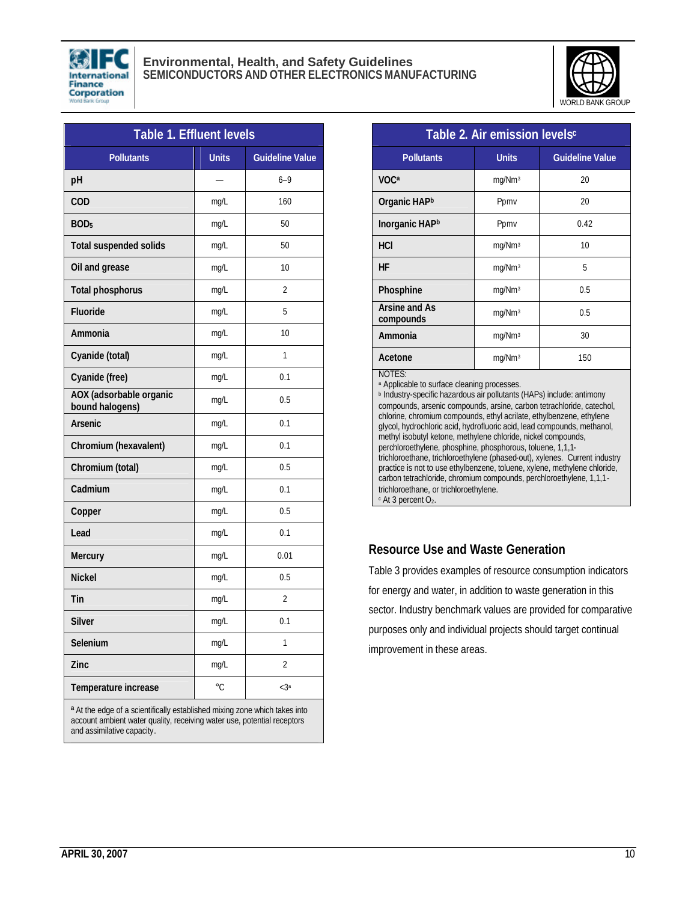**Table 1. Effluent levels**

| Pollutants | Units | Guideline Value |
|---|---|---|
| pH | — | 6–9 |
| COD | mg/L | 160 |
| $BOD_5$ | mg/L | 50 |
| Total suspended solids | mg/L | 50 |
| Oil and grease | mg/L | 10 |
| Total phosphorus | mg/L | 2 |
| Fluoride | mg/L | 5 |
| Ammonia | mg/L | 10 |
| Cyanide (total) | mg/L | 1 |
| Cyanide (free) | mg/L | 0.1 |
| AOX (adsorbable organic bound halogens) | mg/L | 0.5 |
| Arsenic | mg/L | 0.1 |
| Chromium (hexavalent) | mg/L | 0.1 |
| Chromium (total) | mg/L | 0.5 |
| Cadmium | mg/L | 0.1 |
| Copper | mg/L | 0.5 |
| Lead | mg/L | 0.1 |
| Mercury | mg/L | 0.01 |
| Nickel | mg/L | 0.5 |
| Tin | mg/L | 2 |
| Silver | mg/L | 0.1 |
| Selenium | mg/L | 1 |
| Zinc | mg/L | 2 |
| Temperature increase | °C | <3[a] |

[a] At the edge of a scientifically established mixing zone which takes into account ambient water quality, receiving water use, potential receptors and assimilative capacity.

**Table 2. Air emission levels[c]**

| Pollutants | Units | Guideline Value |
|---|---|---|
| VOC[a] | $mg/Nm^3$ | 20 |
| Organic HAP[b] | Ppmv | 20 |
| Inorganic HAP[b] | Ppmv | 0.42 |
| HCl | $mg/Nm^3$ | 10 |
| HF | $mg/Nm^3$ | 5 |
| Phosphine | $mg/Nm^3$ | 0.5 |
| Arsine and As compounds | $mg/Nm^3$ | 0.5 |
| Ammonia | $mg/Nm^3$ | 30 |
| Acetone | $mg/Nm^3$ | 150 |

NOTES:
[a] Applicable to surface cleaning processes.
[b] Industry-specific hazardous air pollutants (HAPs) include: antimony compounds, arsenic compounds, arsine, carbon tetrachloride, catechol, chlorine, chromium compounds, ethyl acrilate, ethylbenzene, ethylene glycol, hydrochloric acid, hydrofluoric acid, lead compounds, methanol, methyl isobutyl ketone, methylene chloride, nickel compounds, perchloroethylene, phosphine, phosphorous, toluene, 1,1,1-trichloroethane, trichloroethylene (phased-out), xylenes. Current industry practice is not to use ethylbenzene, toluene, xylene, methylene chloride, carbon tetrachloride, chromium compounds, perchloroethylene, 1,1,1-trichloroethane, or trichloroethylene.
[c] At 3 percent $O_2$.

## Resource Use and Waste Generation

Table 3 provides examples of resource consumption indicators for energy and water, in addition to waste generation in this sector. Industry benchmark values are provided for comparative purposes only and individual projects should target continual improvement in these areas.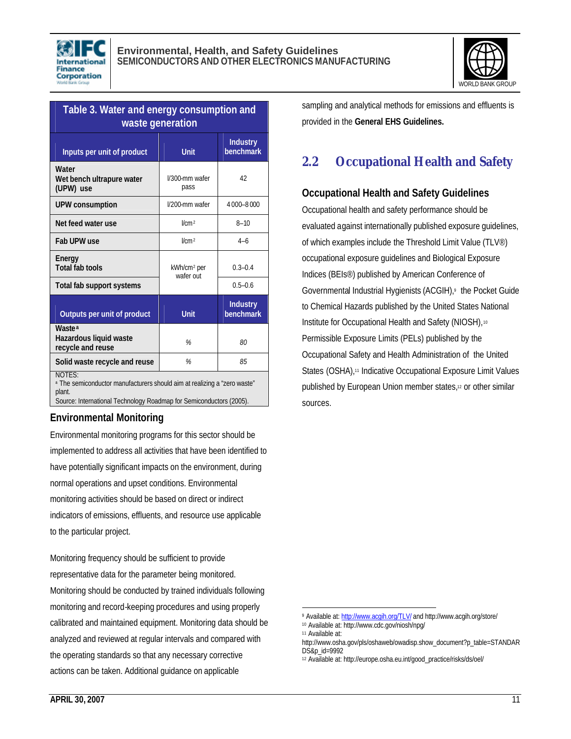**Table 3. Water and energy consumption and waste generation**

| Inputs per unit of product | Unit | Industry benchmark |
|---|---|---|
| **Water**<br>**Wet bench ultrapure water (UPW) use** | l/300-mm wafer pass | 42 |
| **UPW consumption** | l/200-mm wafer | 4 000–8 000 |
| **Net feed water use** | $l/cm^2$ | 8–10 |
| **Fab UPW use** | $l/cm^2$ | 4–6 |
| **Energy**<br>**Total fab tools** | $kWh/cm^2$ per wafer out | 0.3–0.4 |
| **Total fab support systems** | | 0.5–0.6 |
| **Outputs per unit of product** | **Unit** | **Industry benchmark** |
| **Waste** [a]<br>**Hazardous liquid waste recycle and reuse** | *%* | *80* |
| **Solid waste recycle and reuse** | *%* | *85* |

NOTES:
[a] The semiconductor manufacturers should aim at realizing a "zero waste" plant.
Source: International Technology Roadmap for Semiconductors (2005).

### Environmental Monitoring

Environmental monitoring programs for this sector should be implemented to address all activities that have been identified to have potentially significant impacts on the environment, during normal operations and upset conditions. Environmental monitoring activities should be based on direct or indirect indicators of emissions, effluents, and resource use applicable to the particular project.

Monitoring frequency should be sufficient to provide representative data for the parameter being monitored. Monitoring should be conducted by trained individuals following monitoring and record-keeping procedures and using properly calibrated and maintained equipment. Monitoring data should be analyzed and reviewed at regular intervals and compared with the operating standards so that any necessary corrective actions can be taken. Additional guidance on applicable sampling and analytical methods for emissions and effluents is provided in the **General EHS Guidelines.**

## 2.2 Occupational Health and Safety

### Occupational Health and Safety Guidelines

Occupational health and safety performance should be evaluated against internationally published exposure guidelines, of which examples include the Threshold Limit Value (TLV®) occupational exposure guidelines and Biological Exposure Indices (BEIs®) published by American Conference of Governmental Industrial Hygienists (ACGIH),[9] the Pocket Guide to Chemical Hazards published by the United States National Institute for Occupational Health and Safety (NIOSH),[10] Permissible Exposure Limits (PELs) published by the Occupational Safety and Health Administration of the United States (OSHA),[11] Indicative Occupational Exposure Limit Values published by European Union member states,[12] or other similar sources.

---

[9] Available at: http://www.acgih.org/TLV/ and http://www.acgih.org/store/
[10] Available at: http://www.cdc.gov/niosh/npg/
[11] Available at: http://www.osha.gov/pls/oshaweb/owadisp.show_document?p_table=STANDARDS&p_id=9992
[12] Available at: http://europe.osha.eu.int/good_practice/risks/ds/oel/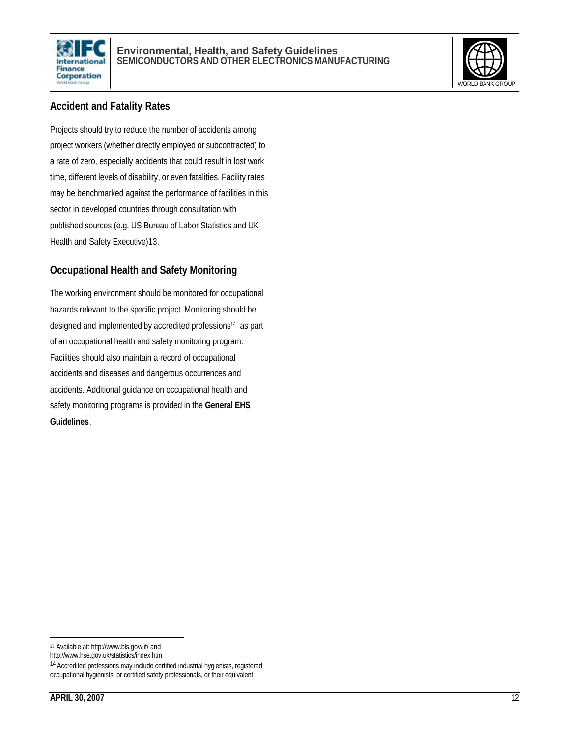## Accident and Fatality Rates

Projects should try to reduce the number of accidents among project workers (whether directly employed or subcontracted) to a rate of zero, especially accidents that could result in lost work time, different levels of disability, or even fatalities. Facility rates may be benchmarked against the performance of facilities in this sector in developed countries through consultation with published sources (e.g. US Bureau of Labor Statistics and UK Health and Safety Executive)13.

## Occupational Health and Safety Monitoring

The working environment should be monitored for occupational hazards relevant to the specific project. Monitoring should be designed and implemented by accredited professions[14] as part of an occupational health and safety monitoring program. Facilities should also maintain a record of occupational accidents and diseases and dangerous occurrences and accidents. Additional guidance on occupational health and safety monitoring programs is provided in the **General EHS Guidelines**.

---

[13] Available at: http://www.bls.gov/iif/ and http://www.hse.gov.uk/statistics/index.htm

[14] Accredited professions may include certified industrial hygienists, registered occupational hygienists, or certified safety professionals, or their equivalent.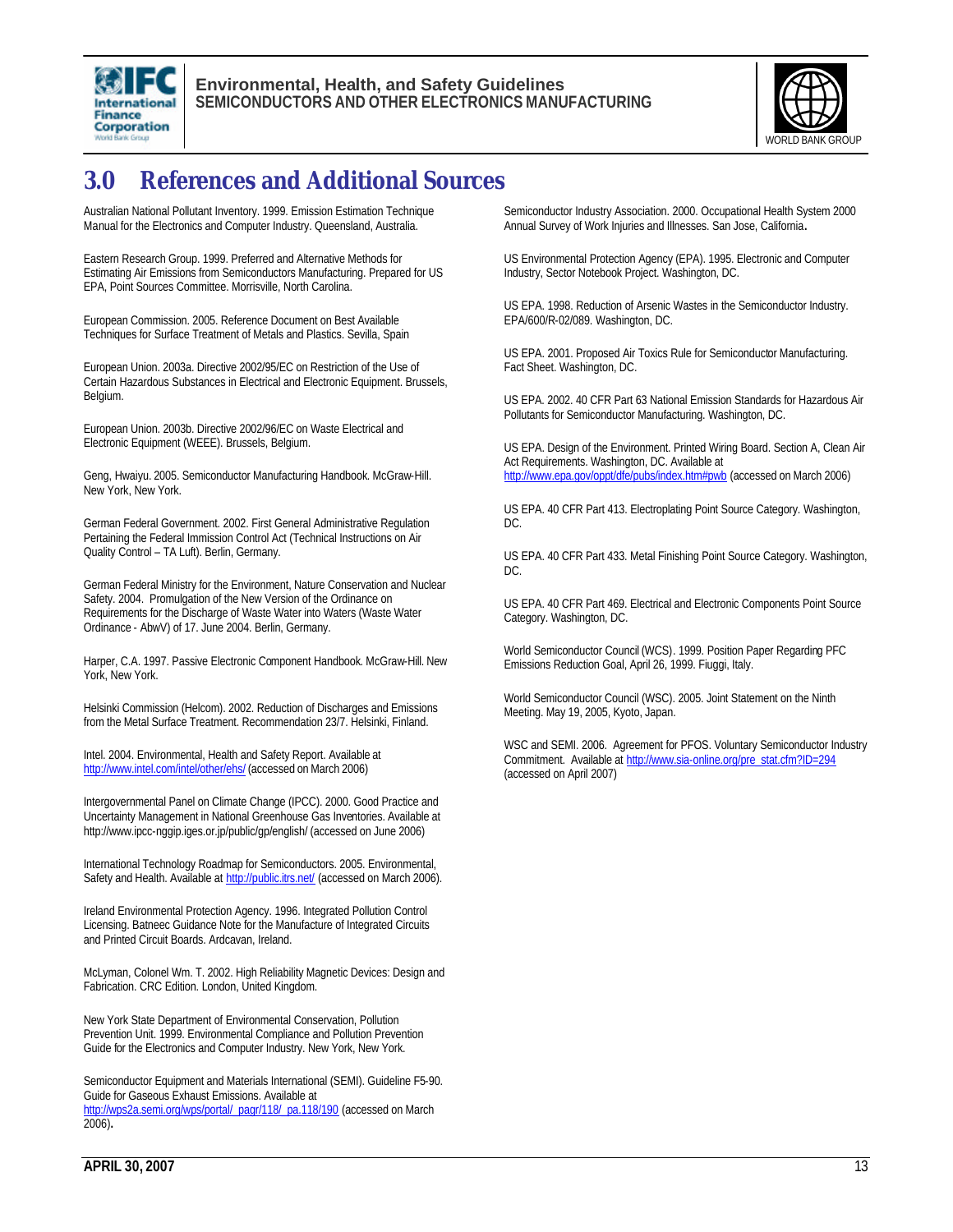# 3.0 References and Additional Sources

Australian National Pollutant Inventory. 1999. Emission Estimation Technique Manual for the Electronics and Computer Industry. Queensland, Australia.

Eastern Research Group. 1999. Preferred and Alternative Methods for Estimating Air Emissions from Semiconductors Manufacturing. Prepared for US EPA, Point Sources Committee. Morrisville, North Carolina.

European Commission. 2005. Reference Document on Best Available Techniques for Surface Treatment of Metals and Plastics. Sevilla, Spain

European Union. 2003a. Directive 2002/95/EC on Restriction of the Use of Certain Hazardous Substances in Electrical and Electronic Equipment. Brussels, Belgium.

European Union. 2003b. Directive 2002/96/EC on Waste Electrical and Electronic Equipment (WEEE). Brussels, Belgium.

Geng, Hwaiyu. 2005. Semiconductor Manufacturing Handbook. McGraw-Hill. New York, New York.

German Federal Government. 2002. First General Administrative Regulation Pertaining the Federal Immission Control Act (Technical Instructions on Air Quality Control – TA Luft). Berlin, Germany.

German Federal Ministry for the Environment, Nature Conservation and Nuclear Safety. 2004. Promulgation of the New Version of the Ordinance on Requirements for the Discharge of Waste Water into Waters (Waste Water Ordinance - AbwV) of 17. June 2004. Berlin, Germany.

Harper, C.A. 1997. Passive Electronic Component Handbook. McGraw-Hill. New York, New York.

Helsinki Commission (Helcom). 2002. Reduction of Discharges and Emissions from the Metal Surface Treatment. Recommendation 23/7. Helsinki, Finland.

Intel. 2004. Environmental, Health and Safety Report. Available at http://www.intel.com/intel/other/ehs/ (accessed on March 2006)

Intergovernmental Panel on Climate Change (IPCC). 2000. Good Practice and Uncertainty Management in National Greenhouse Gas Inventories. Available at http://www.ipcc-nggip.iges.or.jp/public/gp/english/ (accessed on June 2006)

International Technology Roadmap for Semiconductors. 2005. Environmental, Safety and Health. Available at http://public.itrs.net/ (accessed on March 2006).

Ireland Environmental Protection Agency. 1996. Integrated Pollution Control Licensing. Batneec Guidance Note for the Manufacture of Integrated Circuits and Printed Circuit Boards. Ardcavan, Ireland.

McLyman, Colonel Wm. T. 2002. High Reliability Magnetic Devices: Design and Fabrication. CRC Edition. London, United Kingdom.

New York State Department of Environmental Conservation, Pollution Prevention Unit. 1999. Environmental Compliance and Pollution Prevention Guide for the Electronics and Computer Industry. New York, New York.

Semiconductor Equipment and Materials International (SEMI). Guideline F5-90. Guide for Gaseous Exhaust Emissions. Available at http://wps2a.semi.org/wps/portal/_pagr/118/_pa.118/190 (accessed on March 2006).

Semiconductor Industry Association. 2000. Occupational Health System 2000 Annual Survey of Work Injuries and Illnesses. San Jose, California.

US Environmental Protection Agency (EPA). 1995. Electronic and Computer Industry, Sector Notebook Project. Washington, DC.

US EPA. 1998. Reduction of Arsenic Wastes in the Semiconductor Industry. EPA/600/R-02/089. Washington, DC.

US EPA. 2001. Proposed Air Toxics Rule for Semiconductor Manufacturing. Fact Sheet. Washington, DC.

US EPA. 2002. 40 CFR Part 63 National Emission Standards for Hazardous Air Pollutants for Semiconductor Manufacturing. Washington, DC.

US EPA. Design of the Environment. Printed Wiring Board. Section A, Clean Air Act Requirements. Washington, DC. Available at http://www.epa.gov/oppt/dfe/pubs/index.htm#pwb (accessed on March 2006)

US EPA. 40 CFR Part 413. Electroplating Point Source Category. Washington, DC.

US EPA. 40 CFR Part 433. Metal Finishing Point Source Category. Washington, DC.

US EPA. 40 CFR Part 469. Electrical and Electronic Components Point Source Category. Washington, DC.

World Semiconductor Council (WCS). 1999. Position Paper Regarding PFC Emissions Reduction Goal, April 26, 1999. Fiuggi, Italy.

World Semiconductor Council (WSC). 2005. Joint Statement on the Ninth Meeting. May 19, 2005, Kyoto, Japan.

WSC and SEMI. 2006. Agreement for PFOS. Voluntary Semiconductor Industry Commitment. Available at http://www.sia-online.org/pre_stat.cfm?ID=294 (accessed on April 2007)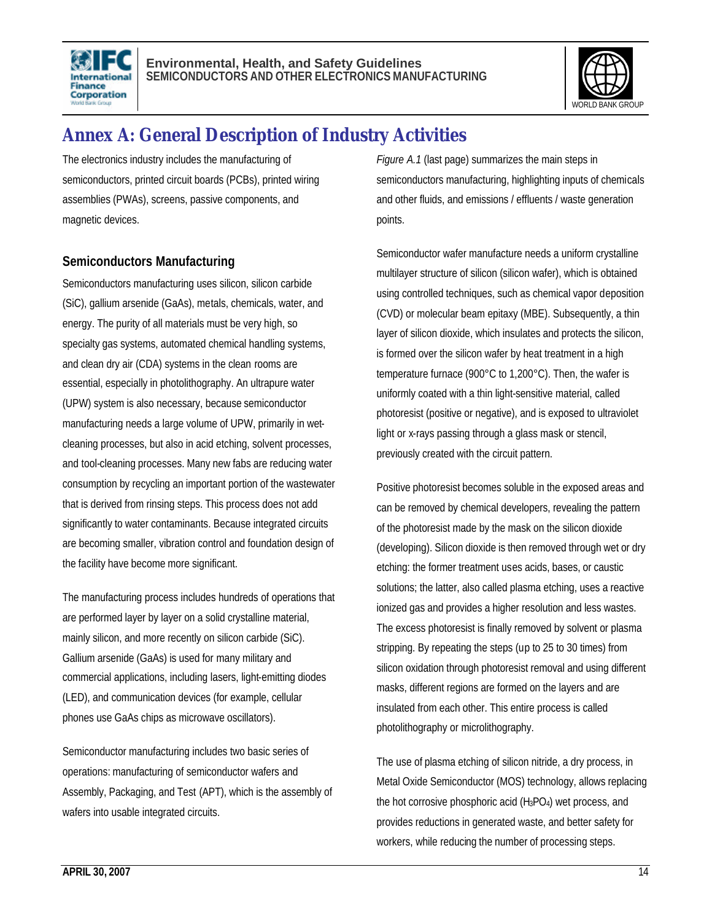# Annex A: General Description of Industry Activities

The electronics industry includes the manufacturing of semiconductors, printed circuit boards (PCBs), printed wiring assemblies (PWAs), screens, passive components, and magnetic devices.

## Semiconductors Manufacturing

Semiconductors manufacturing uses silicon, silicon carbide (SiC), gallium arsenide (GaAs), metals, chemicals, water, and energy. The purity of all materials must be very high, so specialty gas systems, automated chemical handling systems, and clean dry air (CDA) systems in the clean rooms are essential, especially in photolithography. An ultrapure water (UPW) system is also necessary, because semiconductor manufacturing needs a large volume of UPW, primarily in wet-cleaning processes, but also in acid etching, solvent processes, and tool-cleaning processes. Many new fabs are reducing water consumption by recycling an important portion of the wastewater that is derived from rinsing steps. This process does not add significantly to water contaminants. Because integrated circuits are becoming smaller, vibration control and foundation design of the facility have become more significant.

The manufacturing process includes hundreds of operations that are performed layer by layer on a solid crystalline material, mainly silicon, and more recently on silicon carbide (SiC). Gallium arsenide (GaAs) is used for many military and commercial applications, including lasers, light-emitting diodes (LED), and communication devices (for example, cellular phones use GaAs chips as microwave oscillators).

Semiconductor manufacturing includes two basic series of operations: manufacturing of semiconductor wafers and Assembly, Packaging, and Test (APT), which is the assembly of wafers into usable integrated circuits.

*Figure A.1* (last page) summarizes the main steps in semiconductors manufacturing, highlighting inputs of chemicals and other fluids, and emissions / effluents / waste generation points.

Semiconductor wafer manufacture needs a uniform crystalline multilayer structure of silicon (silicon wafer), which is obtained using controlled techniques, such as chemical vapor deposition (CVD) or molecular beam epitaxy (MBE). Subsequently, a thin layer of silicon dioxide, which insulates and protects the silicon, is formed over the silicon wafer by heat treatment in a high temperature furnace (900°C to 1,200°C). Then, the wafer is uniformly coated with a thin light-sensitive material, called photoresist (positive or negative), and is exposed to ultraviolet light or x-rays passing through a glass mask or stencil, previously created with the circuit pattern.

Positive photoresist becomes soluble in the exposed areas and can be removed by chemical developers, revealing the pattern of the photoresist made by the mask on the silicon dioxide (developing). Silicon dioxide is then removed through wet or dry etching: the former treatment uses acids, bases, or caustic solutions; the latter, also called plasma etching, uses a reactive ionized gas and provides a higher resolution and less wastes. The excess photoresist is finally removed by solvent or plasma stripping. By repeating the steps (up to 25 to 30 times) from silicon oxidation through photoresist removal and using different masks, different regions are formed on the layers and are insulated from each other. This entire process is called photolithography or microlithography.

The use of plasma etching of silicon nitride, a dry process, in Metal Oxide Semiconductor (MOS) technology, allows replacing the hot corrosive phosphoric acid ($H_3PO_4$) wet process, and provides reductions in generated waste, and better safety for workers, while reducing the number of processing steps.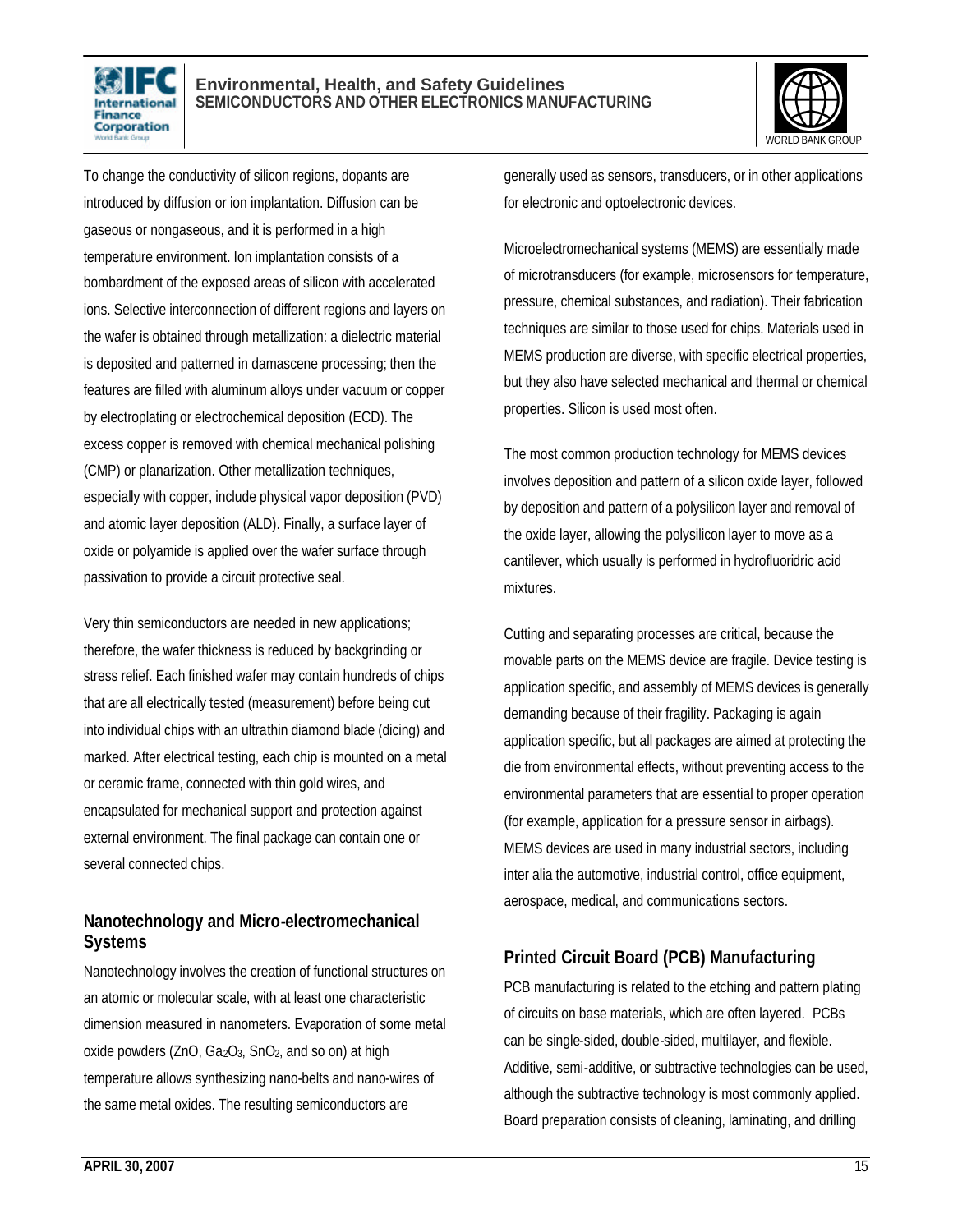To change the conductivity of silicon regions, dopants are introduced by diffusion or ion implantation. Diffusion can be gaseous or nongaseous, and it is performed in a high temperature environment. Ion implantation consists of a bombardment of the exposed areas of silicon with accelerated ions. Selective interconnection of different regions and layers on the wafer is obtained through metallization: a dielectric material is deposited and patterned in damascene processing; then the features are filled with aluminum alloys under vacuum or copper by electroplating or electrochemical deposition (ECD). The excess copper is removed with chemical mechanical polishing (CMP) or planarization. Other metallization techniques, especially with copper, include physical vapor deposition (PVD) and atomic layer deposition (ALD). Finally, a surface layer of oxide or polyamide is applied over the wafer surface through passivation to provide a circuit protective seal.

Very thin semiconductors are needed in new applications; therefore, the wafer thickness is reduced by backgrinding or stress relief. Each finished wafer may contain hundreds of chips that are all electrically tested (measurement) before being cut into individual chips with an ultrathin diamond blade (dicing) and marked. After electrical testing, each chip is mounted on a metal or ceramic frame, connected with thin gold wires, and encapsulated for mechanical support and protection against external environment. The final package can contain one or several connected chips.

### Nanotechnology and Micro-electromechanical Systems

Nanotechnology involves the creation of functional structures on an atomic or molecular scale, with at least one characteristic dimension measured in nanometers. Evaporation of some metal oxide powders ($ZnO$, $Ga_2O_3$, $SnO_2$, and so on) at high temperature allows synthesizing nano-belts and nano-wires of the same metal oxides. The resulting semiconductors are generally used as sensors, transducers, or in other applications for electronic and optoelectronic devices.

Microelectromechanical systems (MEMS) are essentially made of microtransducers (for example, microsensors for temperature, pressure, chemical substances, and radiation). Their fabrication techniques are similar to those used for chips. Materials used in MEMS production are diverse, with specific electrical properties, but they also have selected mechanical and thermal or chemical properties. Silicon is used most often.

The most common production technology for MEMS devices involves deposition and pattern of a silicon oxide layer, followed by deposition and pattern of a polysilicon layer and removal of the oxide layer, allowing the polysilicon layer to move as a cantilever, which usually is performed in hydrofluoridric acid mixtures.

Cutting and separating processes are critical, because the movable parts on the MEMS device are fragile. Device testing is application specific, and assembly of MEMS devices is generally demanding because of their fragility. Packaging is again application specific, but all packages are aimed at protecting the die from environmental effects, without preventing access to the environmental parameters that are essential to proper operation (for example, application for a pressure sensor in airbags). MEMS devices are used in many industrial sectors, including inter alia the automotive, industrial control, office equipment, aerospace, medical, and communications sectors.

### Printed Circuit Board (PCB) Manufacturing

PCB manufacturing is related to the etching and pattern plating of circuits on base materials, which are often layered. PCBs can be single-sided, double-sided, multilayer, and flexible. Additive, semi-additive, or subtractive technologies can be used, although the subtractive technology is most commonly applied. Board preparation consists of cleaning, laminating, and drilling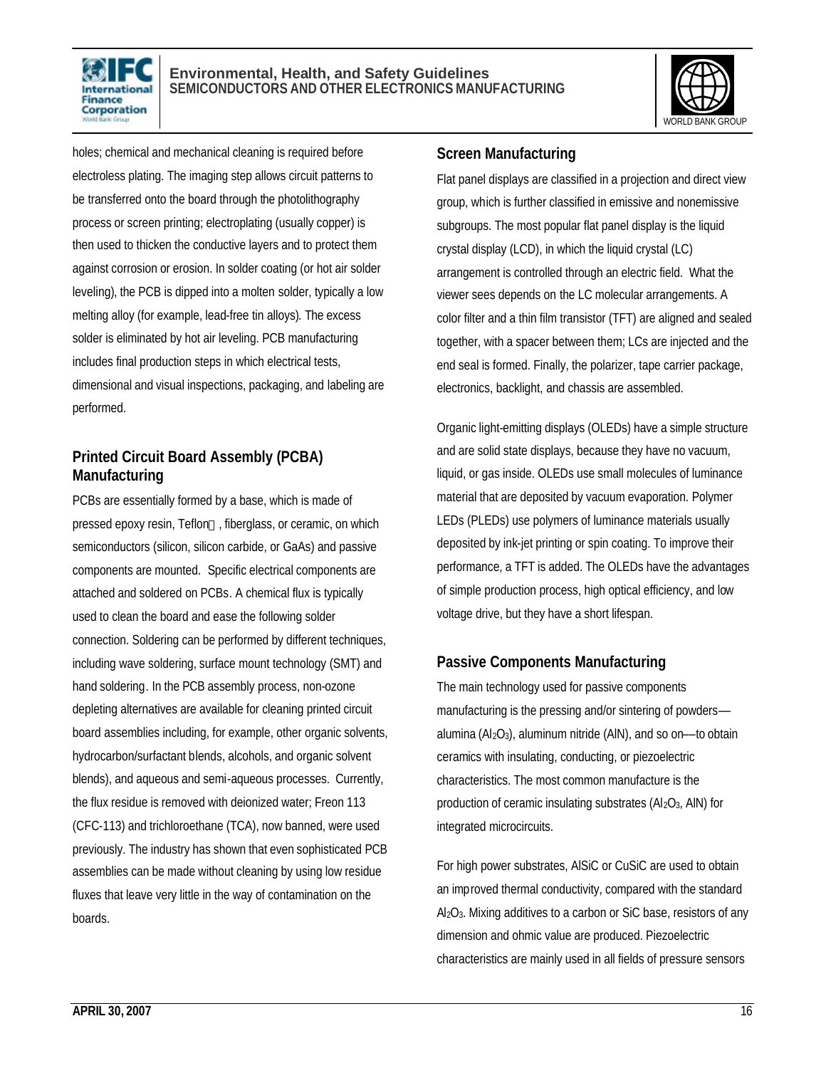holes; chemical and mechanical cleaning is required before electroless plating. The imaging step allows circuit patterns to be transferred onto the board through the photolithography process or screen printing; electroplating (usually copper) is then used to thicken the conductive layers and to protect them against corrosion or erosion. In solder coating (or hot air solder leveling), the PCB is dipped into a molten solder, typically a low melting alloy (for example, lead-free tin alloys). The excess solder is eliminated by hot air leveling. PCB manufacturing includes final production steps in which electrical tests, dimensional and visual inspections, packaging, and labeling are performed.

## Printed Circuit Board Assembly (PCBA) Manufacturing

PCBs are essentially formed by a base, which is made of pressed epoxy resin, Teflon, fiberglass, or ceramic, on which semiconductors (silicon, silicon carbide, or GaAs) and passive components are mounted. Specific electrical components are attached and soldered on PCBs. A chemical flux is typically used to clean the board and ease the following solder connection. Soldering can be performed by different techniques, including wave soldering, surface mount technology (SMT) and hand soldering. In the PCB assembly process, non-ozone depleting alternatives are available for cleaning printed circuit board assemblies including, for example, other organic solvents, hydrocarbon/surfactant blends, alcohols, and organic solvent blends), and aqueous and semi-aqueous processes. Currently, the flux residue is removed with deionized water; Freon 113 (CFC-113) and trichloroethane (TCA), now banned, were used previously. The industry has shown that even sophisticated PCB assemblies can be made without cleaning by using low residue fluxes that leave very little in the way of contamination on the boards.

## Screen Manufacturing

Flat panel displays are classified in a projection and direct view group, which is further classified in emissive and nonemissive subgroups. The most popular flat panel display is the liquid crystal display (LCD), in which the liquid crystal (LC) arrangement is controlled through an electric field. What the viewer sees depends on the LC molecular arrangements. A color filter and a thin film transistor (TFT) are aligned and sealed together, with a spacer between them; LCs are injected and the end seal is formed. Finally, the polarizer, tape carrier package, electronics, backlight, and chassis are assembled.

Organic light-emitting displays (OLEDs) have a simple structure and are solid state displays, because they have no vacuum, liquid, or gas inside. OLEDs use small molecules of luminance material that are deposited by vacuum evaporation. Polymer LEDs (PLEDs) use polymers of luminance materials usually deposited by ink-jet printing or spin coating. To improve their performance, a TFT is added. The OLEDs have the advantages of simple production process, high optical efficiency, and low voltage drive, but they have a short lifespan.

## Passive Components Manufacturing

The main technology used for passive components manufacturing is the pressing and/or sintering of powders—alumina ($Al_2O_3$), aluminum nitride (AlN), and so on—to obtain ceramics with insulating, conducting, or piezoelectric characteristics. The most common manufacture is the production of ceramic insulating substrates ($Al_2O_3$, AlN) for integrated microcircuits.

For high power substrates, AlSiC or CuSiC are used to obtain an improved thermal conductivity, compared with the standard $Al_2O_3$. Mixing additives to a carbon or SiC base, resistors of any dimension and ohmic value are produced. Piezoelectric characteristics are mainly used in all fields of pressure sensors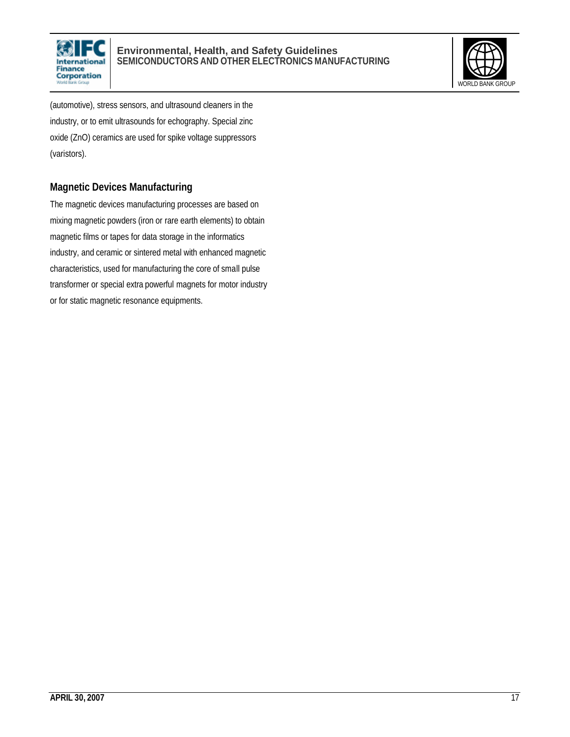(automotive), stress sensors, and ultrasound cleaners in the industry, or to emit ultrasounds for echography. Special zinc oxide (ZnO) ceramics are used for spike voltage suppressors (varistors).

## Magnetic Devices Manufacturing

The magnetic devices manufacturing processes are based on mixing magnetic powders (iron or rare earth elements) to obtain magnetic films or tapes for data storage in the informatics industry, and ceramic or sintered metal with enhanced magnetic characteristics, used for manufacturing the core of small pulse transformer or special extra powerful magnets for motor industry or for static magnetic resonance equipments.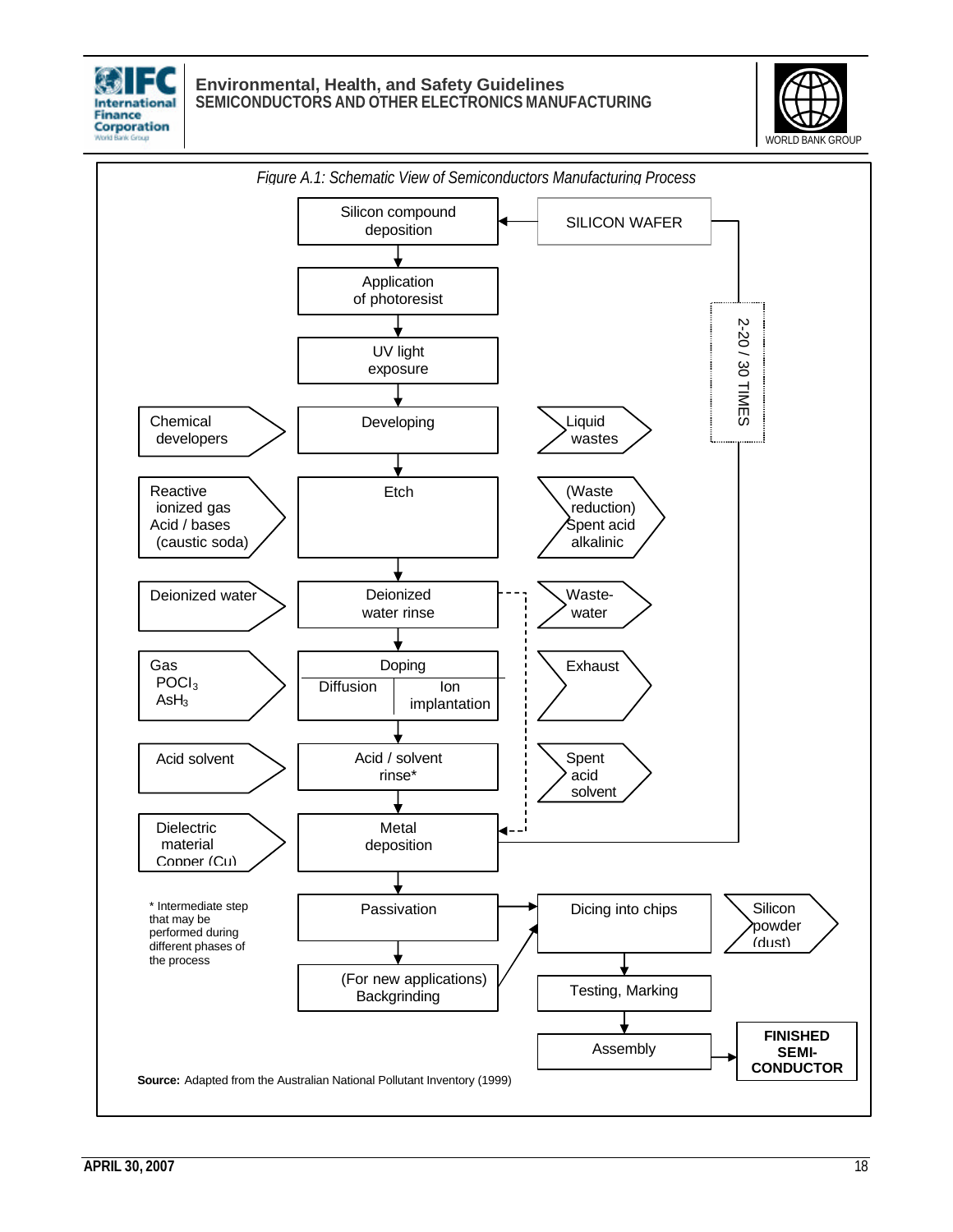*Figure A.1: Schematic View of Semiconductors Manufacturing Process*

SILICON WAFER

Silicon compound deposition

Application of photoresist

UV light exposure

Chemical developers

Developing

Liquid wastes

2-20 / 30 TIMES

Reactive ionized gas Acid / bases (caustic soda)

Etch

(Waste reduction) Spent acid alkalinic

Deionized water

Deionized water rinse

Waste-water

Gas $POCl_3$ $AsH_3$

Doping

Diffusion

Ion implantation

Exhaust

Acid solvent

Acid / solvent rinse*

Spent acid solvent

Dielectric material Copper (Cu)

Metal deposition

\* Intermediate step that may be performed during different phases of the process

Passivation

Dicing into chips

Silicon powder (dust)

(For new applications) Backgrinding

Testing, Marking

Assembly

FINISHED SEMI-CONDUCTOR

**Source:** Adapted from the Australian National Pollutant Inventory (1999)